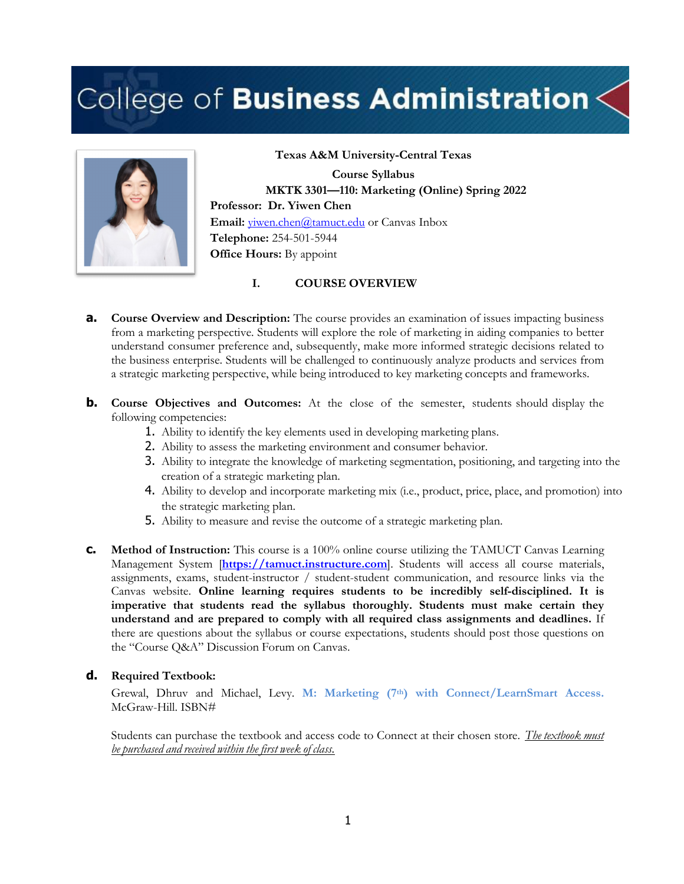# College of **Business Administration**

**Texas A&M University-Central Texas**

**Course Syllabus**

**MKTK 3301—110: Marketing (Online) Spring 2022**

**Professor:** **Dr. Yiwen Chen**
**Email:** yiwen.chen@tamuct.edu or Canvas Inbox
**Telephone:** 254-501-5944
**Office Hours:** By appoint

## I. COURSE OVERVIEW

**a. Course Overview and Description:** The course provides an examination of issues impacting business from a marketing perspective. Students will explore the role of marketing in aiding companies to better understand consumer preference and, subsequently, make more informed strategic decisions related to the business enterprise. Students will be challenged to continuously analyze products and services from a strategic marketing perspective, while being introduced to key marketing concepts and frameworks.

**b. Course Objectives and Outcomes:** At the close of the semester, students should display the following competencies:

1. Ability to identify the key elements used in developing marketing plans.
2. Ability to assess the marketing environment and consumer behavior.
3. Ability to integrate the knowledge of marketing segmentation, positioning, and targeting into the creation of a strategic marketing plan.
4. Ability to develop and incorporate marketing mix (i.e., product, price, place, and promotion) into the strategic marketing plan.
5. Ability to measure and revise the outcome of a strategic marketing plan.

**c. Method of Instruction:** This course is a 100% online course utilizing the TAMUCT Canvas Learning Management System [**https://tamuct.instructure.com**]. Students will access all course materials, assignments, exams, student-instructor / student-student communication, and resource links via the Canvas website. **Online learning requires students to be incredibly self-disciplined. It is imperative that students read the syllabus thoroughly. Students must make certain they understand and are prepared to comply with all required class assignments and deadlines.** If there are questions about the syllabus or course expectations, students should post those questions on the "Course Q&A" Discussion Forum on Canvas.

**d. Required Textbook:**

Grewal, Dhruv and Michael, Levy. **M: Marketing (7th) with Connect/LearnSmart Access.** McGraw-Hill. ISBN#

Students can purchase the textbook and access code to Connect at their chosen store. *The textbook must be purchased and received within the first week of class.*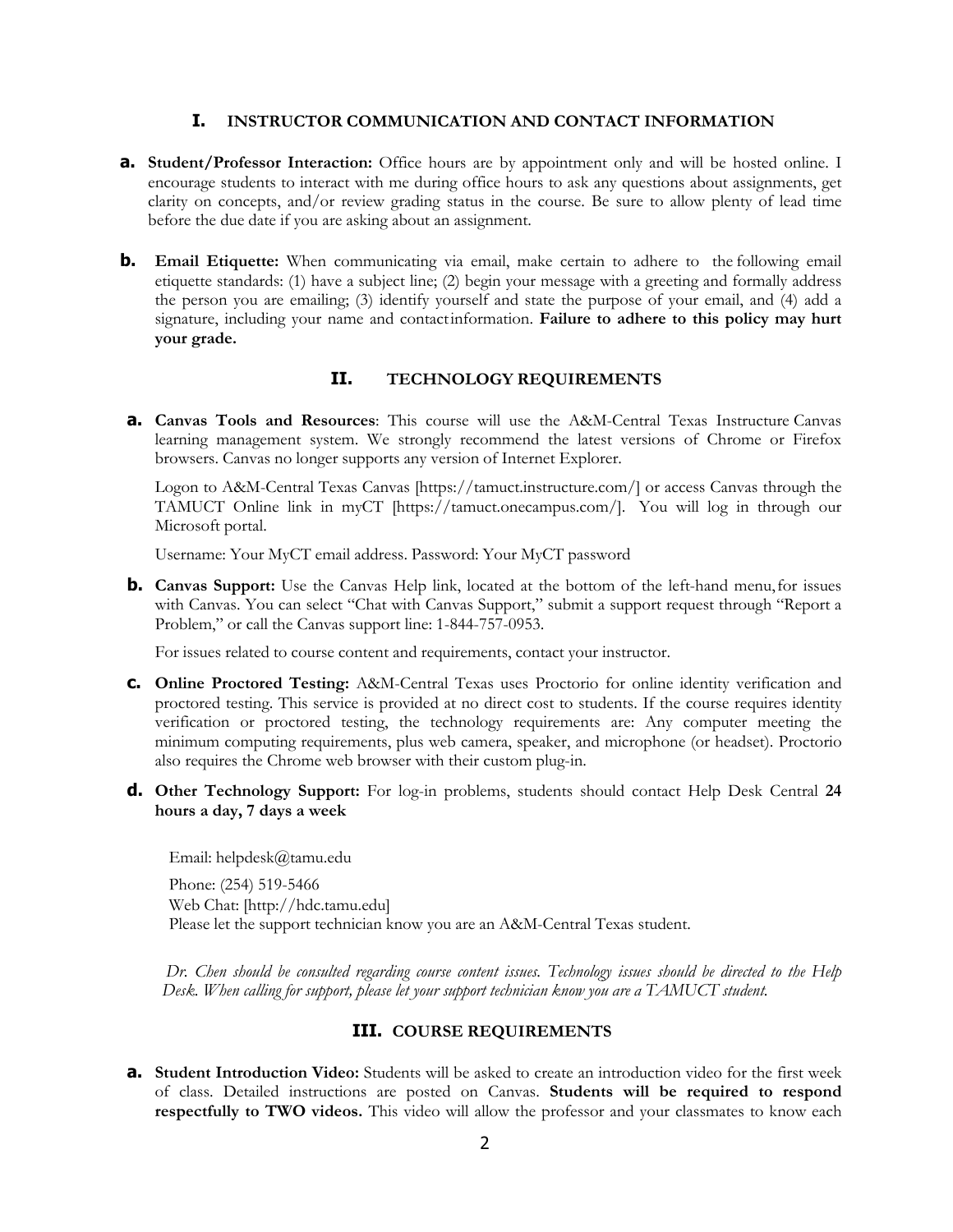## I. INSTRUCTOR COMMUNICATION AND CONTACT INFORMATION

**a. Student/Professor Interaction:** Office hours are by appointment only and will be hosted online. I encourage students to interact with me during office hours to ask any questions about assignments, get clarity on concepts, and/or review grading status in the course. Be sure to allow plenty of lead time before the due date if you are asking about an assignment.

**b. Email Etiquette:** When communicating via email, make certain to adhere to the following email etiquette standards: (1) have a subject line; (2) begin your message with a greeting and formally address the person you are emailing; (3) identify yourself and state the purpose of your email, and (4) add a signature, including your name and contact information. **Failure to adhere to this policy may hurt your grade.**

## II. TECHNOLOGY REQUIREMENTS

**a. Canvas Tools and Resources**: This course will use the A&M-Central Texas Instructure Canvas learning management system. We strongly recommend the latest versions of Chrome or Firefox browsers. Canvas no longer supports any version of Internet Explorer.

Logon to A&M-Central Texas Canvas [https://tamuct.instructure.com/] or access Canvas through the TAMUCT Online link in myCT [https://tamuct.onecampus.com/]. You will log in through our Microsoft portal.

Username: Your MyCT email address. Password: Your MyCT password

**b. Canvas Support:** Use the Canvas Help link, located at the bottom of the left-hand menu, for issues with Canvas. You can select "Chat with Canvas Support," submit a support request through "Report a Problem," or call the Canvas support line: 1-844-757-0953.

For issues related to course content and requirements, contact your instructor.

**c. Online Proctored Testing:** A&M-Central Texas uses Proctorio for online identity verification and proctored testing. This service is provided at no direct cost to students. If the course requires identity verification or proctored testing, the technology requirements are: Any computer meeting the minimum computing requirements, plus web camera, speaker, and microphone (or headset). Proctorio also requires the Chrome web browser with their custom plug-in.

**d. Other Technology Support:** For log-in problems, students should contact Help Desk Central **24 hours a day, 7 days a week**

Email: helpdesk@tamu.edu

Phone: (254) 519-5466
Web Chat: [http://hdc.tamu.edu]
Please let the support technician know you are an A&M-Central Texas student.

*Dr. Chen should be consulted regarding course content issues. Technology issues should be directed to the Help Desk. When calling for support, please let your support technician know you are a TAMUCT student.*

## III. COURSE REQUIREMENTS

**a. Student Introduction Video:** Students will be asked to create an introduction video for the first week of class. Detailed instructions are posted on Canvas. **Students will be required to respond respectfully to TWO videos.** This video will allow the professor and your classmates to know each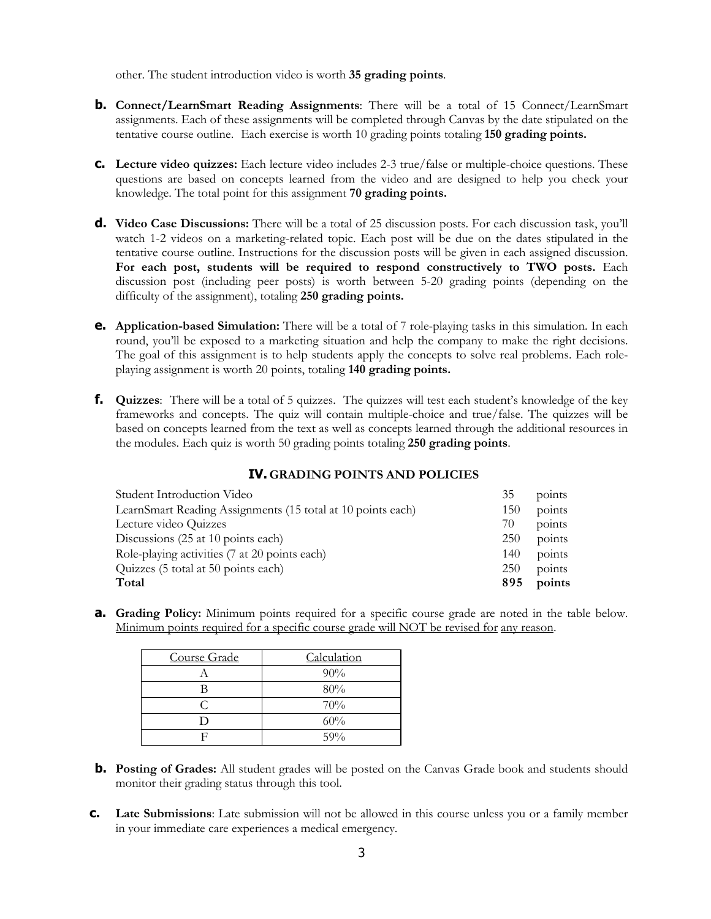other. The student introduction video is worth **35 grading points**.

**b.** **Connect/LearnSmart Reading Assignments**: There will be a total of 15 Connect/LearnSmart assignments. Each of these assignments will be completed through Canvas by the date stipulated on the tentative course outline. Each exercise is worth 10 grading points totaling **150 grading points.**

**c.** **Lecture video quizzes:** Each lecture video includes 2-3 true/false or multiple-choice questions. These questions are based on concepts learned from the video and are designed to help you check your knowledge. The total point for this assignment **70 grading points.**

**d.** **Video Case Discussions:** There will be a total of 25 discussion posts. For each discussion task, you'll watch 1-2 videos on a marketing-related topic. Each post will be due on the dates stipulated in the tentative course outline. Instructions for the discussion posts will be given in each assigned discussion. **For each post, students will be required to respond constructively to TWO posts.** Each discussion post (including peer posts) is worth between 5-20 grading points (depending on the difficulty of the assignment), totaling **250 grading points.**

**e.** **Application-based Simulation:** There will be a total of 7 role-playing tasks in this simulation. In each round, you'll be exposed to a marketing situation and help the company to make the right decisions. The goal of this assignment is to help students apply the concepts to solve real problems. Each role-playing assignment is worth 20 points, totaling **140 grading points.**

**f.** **Quizzes**: There will be a total of 5 quizzes. The quizzes will test each student's knowledge of the key frameworks and concepts. The quiz will contain multiple-choice and true/false. The quizzes will be based on concepts learned from the text as well as concepts learned through the additional resources in the modules. Each quiz is worth 50 grading points totaling **250 grading points**.

## IV. GRADING POINTS AND POLICIES

| | | |
|---|---|---|
| Student Introduction Video | 35 | points |
| LearnSmart Reading Assignments (15 total at 10 points each) | 150 | points |
| Lecture video Quizzes | 70 | points |
| Discussions (25 at 10 points each) | 250 | points |
| Role-playing activities (7 at 20 points each) | 140 | points |
| Quizzes (5 total at 50 points each) | 250 | points |
| **Total** | **895** | **points** |

**a.** **Grading Policy:** Minimum points required for a specific course grade are noted in the table below. Minimum points required for a specific course grade will NOT be revised for any reason.

| Course Grade | Calculation |
|---|---|
| A | 90% |
| B | 80% |
| C | 70% |
| D | 60% |
| F | 59% |

**b.** **Posting of Grades:** All student grades will be posted on the Canvas Grade book and students should monitor their grading status through this tool.

**c.** **Late Submissions**: Late submission will not be allowed in this course unless you or a family member in your immediate care experiences a medical emergency.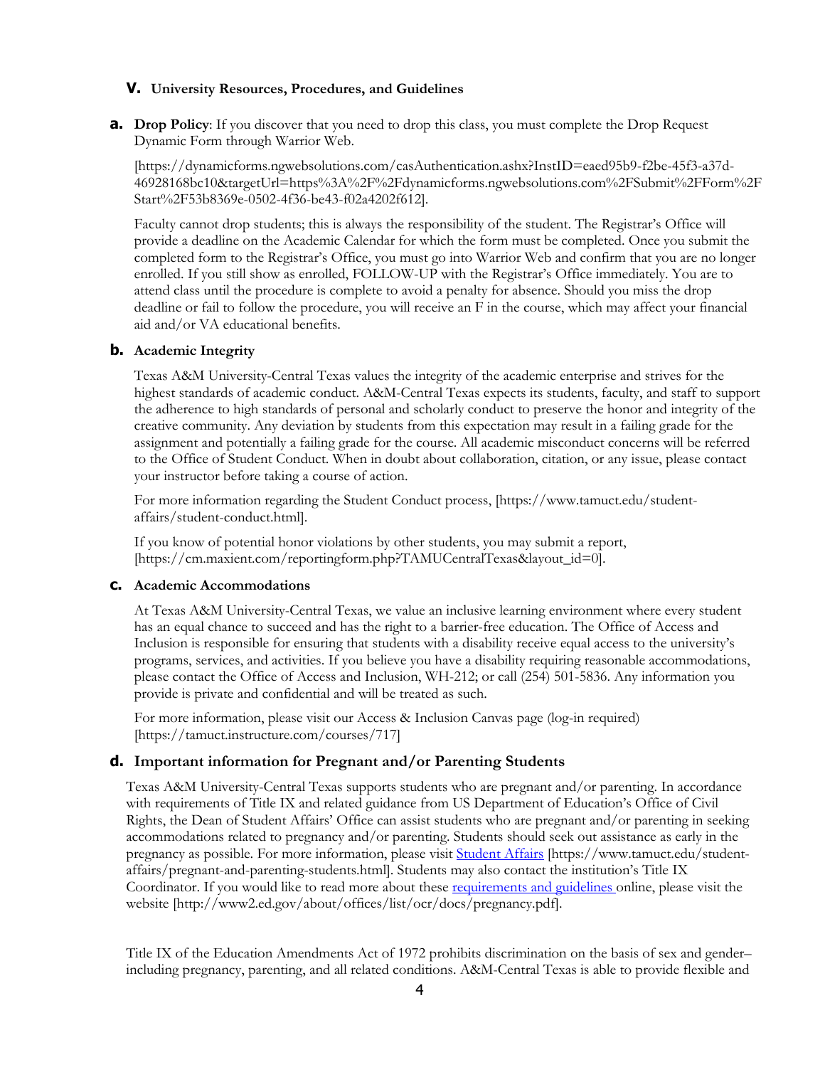## V. University Resources, Procedures, and Guidelines

### a. Drop Policy

**Drop Policy**: If you discover that you need to drop this class, you must complete the Drop Request Dynamic Form through Warrior Web.

[https://dynamicforms.ngwebsolutions.com/casAuthentication.ashx?InstID=eaed95b9-f2be-45f3-a37d-46928168bc10&targetUrl=https%3A%2F%2Fdynamicforms.ngwebsolutions.com%2FSubmit%2FForm%2FStart%2F53b8369e-0502-4f36-be43-f02a4202f612].

Faculty cannot drop students; this is always the responsibility of the student. The Registrar's Office will provide a deadline on the Academic Calendar for which the form must be completed. Once you submit the completed form to the Registrar's Office, you must go into Warrior Web and confirm that you are no longer enrolled. If you still show as enrolled, FOLLOW-UP with the Registrar's Office immediately. You are to attend class until the procedure is complete to avoid a penalty for absence. Should you miss the drop deadline or fail to follow the procedure, you will receive an F in the course, which may affect your financial aid and/or VA educational benefits.

### b. Academic Integrity

Texas A&M University-Central Texas values the integrity of the academic enterprise and strives for the highest standards of academic conduct. A&M-Central Texas expects its students, faculty, and staff to support the adherence to high standards of personal and scholarly conduct to preserve the honor and integrity of the creative community. Any deviation by students from this expectation may result in a failing grade for the assignment and potentially a failing grade for the course. All academic misconduct concerns will be referred to the Office of Student Conduct. When in doubt about collaboration, citation, or any issue, please contact your instructor before taking a course of action.

For more information regarding the Student Conduct process, [https://www.tamuct.edu/student-affairs/student-conduct.html].

If you know of potential honor violations by other students, you may submit a report, [https://cm.maxient.com/reportingform.php?TAMUCentralTexas&layout_id=0].

### c. Academic Accommodations

At Texas A&M University-Central Texas, we value an inclusive learning environment where every student has an equal chance to succeed and has the right to a barrier-free education. The Office of Access and Inclusion is responsible for ensuring that students with a disability receive equal access to the university's programs, services, and activities. If you believe you have a disability requiring reasonable accommodations, please contact the Office of Access and Inclusion, WH-212; or call (254) 501-5836. Any information you provide is private and confidential and will be treated as such.

For more information, please visit our Access & Inclusion Canvas page (log-in required) [https://tamuct.instructure.com/courses/717]

### d. Important information for Pregnant and/or Parenting Students

Texas A&M University-Central Texas supports students who are pregnant and/or parenting. In accordance with requirements of Title IX and related guidance from US Department of Education's Office of Civil Rights, the Dean of Student Affairs' Office can assist students who are pregnant and/or parenting in seeking accommodations related to pregnancy and/or parenting. Students should seek out assistance as early in the pregnancy as possible. For more information, please visit Student Affairs [https://www.tamuct.edu/student-affairs/pregnant-and-parenting-students.html]. Students may also contact the institution's Title IX Coordinator. If you would like to read more about these requirements and guidelines online, please visit the website [http://www2.ed.gov/about/offices/list/ocr/docs/pregnancy.pdf].

Title IX of the Education Amendments Act of 1972 prohibits discrimination on the basis of sex and gender–including pregnancy, parenting, and all related conditions. A&M-Central Texas is able to provide flexible and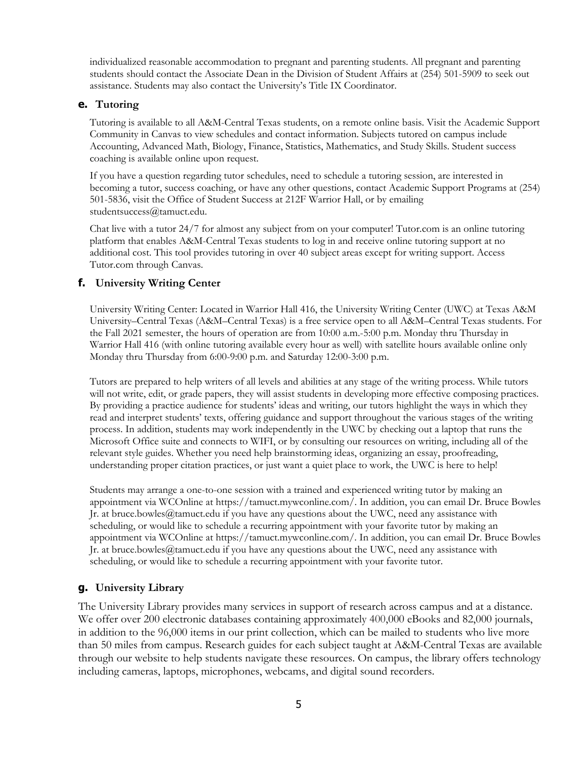individualized reasonable accommodation to pregnant and parenting students. All pregnant and parenting students should contact the Associate Dean in the Division of Student Affairs at (254) 501-5909 to seek out assistance. Students may also contact the University's Title IX Coordinator.

### e. Tutoring

Tutoring is available to all A&M-Central Texas students, on a remote online basis. Visit the Academic Support Community in Canvas to view schedules and contact information. Subjects tutored on campus include Accounting, Advanced Math, Biology, Finance, Statistics, Mathematics, and Study Skills. Student success coaching is available online upon request.

If you have a question regarding tutor schedules, need to schedule a tutoring session, are interested in becoming a tutor, success coaching, or have any other questions, contact Academic Support Programs at (254) 501-5836, visit the Office of Student Success at 212F Warrior Hall, or by emailing studentsuccess@tamuct.edu.

Chat live with a tutor 24/7 for almost any subject from on your computer! Tutor.com is an online tutoring platform that enables A&M-Central Texas students to log in and receive online tutoring support at no additional cost. This tool provides tutoring in over 40 subject areas except for writing support. Access Tutor.com through Canvas.

### f. University Writing Center

University Writing Center: Located in Warrior Hall 416, the University Writing Center (UWC) at Texas A&M University–Central Texas (A&M–Central Texas) is a free service open to all A&M–Central Texas students. For the Fall 2021 semester, the hours of operation are from 10:00 a.m.-5:00 p.m. Monday thru Thursday in Warrior Hall 416 (with online tutoring available every hour as well) with satellite hours available online only Monday thru Thursday from 6:00-9:00 p.m. and Saturday 12:00-3:00 p.m.

Tutors are prepared to help writers of all levels and abilities at any stage of the writing process. While tutors will not write, edit, or grade papers, they will assist students in developing more effective composing practices. By providing a practice audience for students' ideas and writing, our tutors highlight the ways in which they read and interpret students' texts, offering guidance and support throughout the various stages of the writing process. In addition, students may work independently in the UWC by checking out a laptop that runs the Microsoft Office suite and connects to WIFI, or by consulting our resources on writing, including all of the relevant style guides. Whether you need help brainstorming ideas, organizing an essay, proofreading, understanding proper citation practices, or just want a quiet place to work, the UWC is here to help!

Students may arrange a one-to-one session with a trained and experienced writing tutor by making an appointment via WCOnline at https://tamuct.mywconline.com/. In addition, you can email Dr. Bruce Bowles Jr. at bruce.bowles@tamuct.edu if you have any questions about the UWC, need any assistance with scheduling, or would like to schedule a recurring appointment with your favorite tutor by making an appointment via WCOnline at https://tamuct.mywconline.com/. In addition, you can email Dr. Bruce Bowles Jr. at bruce.bowles@tamuct.edu if you have any questions about the UWC, need any assistance with scheduling, or would like to schedule a recurring appointment with your favorite tutor.

### g. University Library

The University Library provides many services in support of research across campus and at a distance. We offer over 200 electronic databases containing approximately 400,000 eBooks and 82,000 journals, in addition to the 96,000 items in our print collection, which can be mailed to students who live more than 50 miles from campus. Research guides for each subject taught at A&M-Central Texas are available through our website to help students navigate these resources. On campus, the library offers technology including cameras, laptops, microphones, webcams, and digital sound recorders.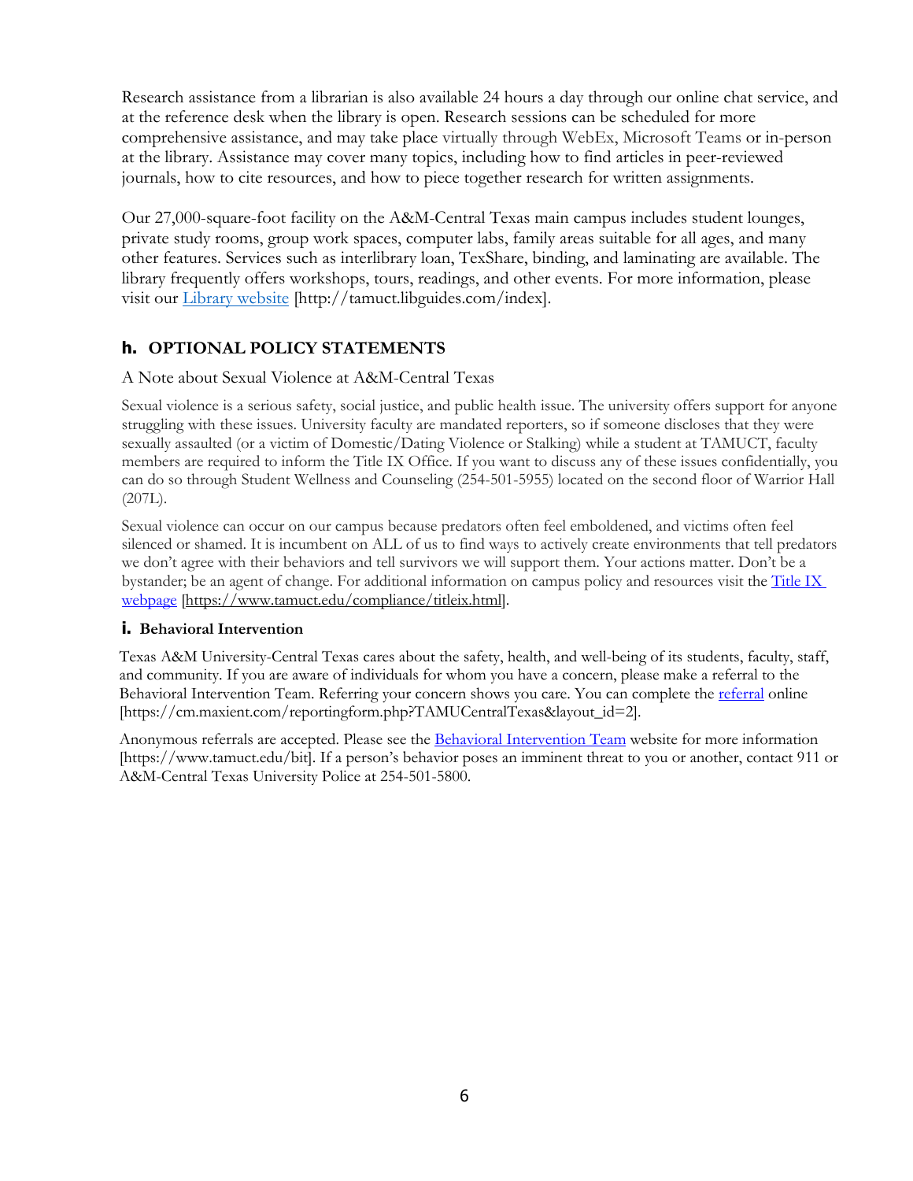Research assistance from a librarian is also available 24 hours a day through our online chat service, and at the reference desk when the library is open. Research sessions can be scheduled for more comprehensive assistance, and may take place virtually through WebEx, Microsoft Teams or in-person at the library. Assistance may cover many topics, including how to find articles in peer-reviewed journals, how to cite resources, and how to piece together research for written assignments.

Our 27,000-square-foot facility on the A&M-Central Texas main campus includes student lounges, private study rooms, group work spaces, computer labs, family areas suitable for all ages, and many other features. Services such as interlibrary loan, TexShare, binding, and laminating are available. The library frequently offers workshops, tours, readings, and other events. For more information, please visit our [Library website](http://tamuct.libguides.com/index) [http://tamuct.libguides.com/index].

## h. OPTIONAL POLICY STATEMENTS

A Note about Sexual Violence at A&M-Central Texas

Sexual violence is a serious safety, social justice, and public health issue. The university offers support for anyone struggling with these issues. University faculty are mandated reporters, so if someone discloses that they were sexually assaulted (or a victim of Domestic/Dating Violence or Stalking) while a student at TAMUCT, faculty members are required to inform the Title IX Office. If you want to discuss any of these issues confidentially, you can do so through Student Wellness and Counseling (254-501-5955) located on the second floor of Warrior Hall (207L).

Sexual violence can occur on our campus because predators often feel emboldened, and victims often feel silenced or shamed. It is incumbent on ALL of us to find ways to actively create environments that tell predators we don't agree with their behaviors and tell survivors we will support them. Your actions matter. Don't be a bystander; be an agent of change. For additional information on campus policy and resources visit the [Title IX webpage](https://www.tamuct.edu/compliance/titleix.html) [https://www.tamuct.edu/compliance/titleix.html].

### i. Behavioral Intervention

Texas A&M University-Central Texas cares about the safety, health, and well-being of its students, faculty, staff, and community. If you are aware of individuals for whom you have a concern, please make a referral to the Behavioral Intervention Team. Referring your concern shows you care. You can complete the [referral](https://cm.maxient.com/reportingform.php?TAMUCentralTexas&layout_id=2) online [https://cm.maxient.com/reportingform.php?TAMUCentralTexas&layout_id=2].

Anonymous referrals are accepted. Please see the [Behavioral Intervention Team](https://www.tamuct.edu/bit) website for more information [https://www.tamuct.edu/bit]. If a person's behavior poses an imminent threat to you or another, contact 911 or A&M-Central Texas University Police at 254-501-5800.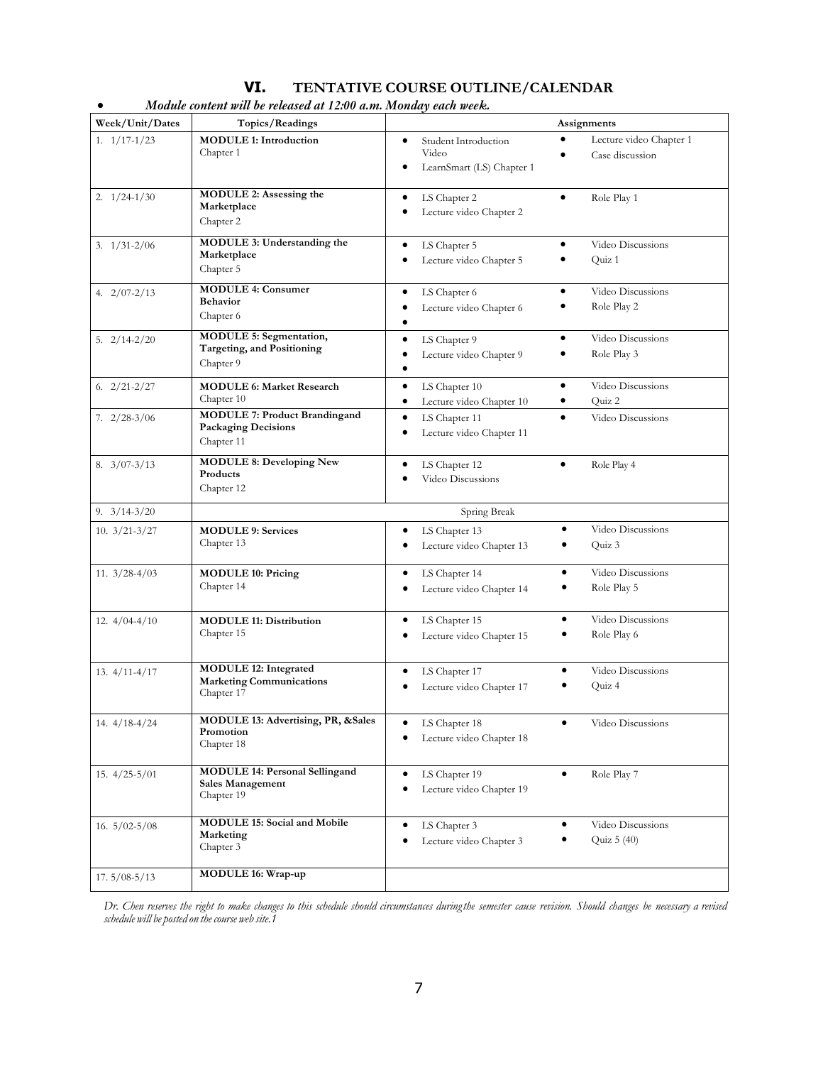## VI. TENTATIVE COURSE OUTLINE/CALENDAR

- ***Module content will be released at 12:00 a.m. Monday each week.***

| Week/Unit/Dates | Topics/Readings | Assignments | |
|---|---|---|---|
| 1. 1/17-1/23 | **MODULE 1: Introduction**<br>Chapter 1 | • Student Introduction Video<br>• LearnSmart (LS) Chapter 1 | • Lecture video Chapter 1<br>• Case discussion |
| 2. 1/24-1/30 | **MODULE 2: Assessing the Marketplace**<br>Chapter 2 | • LS Chapter 2<br>• Lecture video Chapter 2 | • Role Play 1 |
| 3. 1/31-2/06 | **MODULE 3: Understanding the Marketplace**<br>Chapter 5 | • LS Chapter 5<br>• Lecture video Chapter 5 | • Video Discussions<br>• Quiz 1 |
| 4. 2/07-2/13 | **MODULE 4: Consumer Behavior**<br>Chapter 6 | • LS Chapter 6<br>• Lecture video Chapter 6<br>• | • Video Discussions<br>• Role Play 2 |
| 5. 2/14-2/20 | **MODULE 5: Segmentation, Targeting, and Positioning**<br>Chapter 9 | • LS Chapter 9<br>• Lecture video Chapter 9<br>• | • Video Discussions<br>• Role Play 3 |
| 6. 2/21-2/27 | **MODULE 6: Market Research**<br>Chapter 10 | • LS Chapter 10<br>• Lecture video Chapter 10 | • Video Discussions<br>• Quiz 2 |
| 7. 2/28-3/06 | **MODULE 7: Product Brandingand Packaging Decisions**<br>Chapter 11 | • LS Chapter 11<br>• Lecture video Chapter 11 | • Video Discussions |
| 8. 3/07-3/13 | **MODULE 8: Developing New Products**<br>Chapter 12 | • LS Chapter 12<br>• Video Discussions | • Role Play 4 |
| 9. 3/14-3/20 | Spring Break | | |
| 10. 3/21-3/27 | **MODULE 9: Services**<br>Chapter 13 | • LS Chapter 13<br>• Lecture video Chapter 13 | • Video Discussions<br>• Quiz 3 |
| 11. 3/28-4/03 | **MODULE 10: Pricing**<br>Chapter 14 | • LS Chapter 14<br>• Lecture video Chapter 14 | • Video Discussions<br>• Role Play 5 |
| 12. 4/04-4/10 | **MODULE 11: Distribution**<br>Chapter 15 | • LS Chapter 15<br>• Lecture video Chapter 15 | • Video Discussions<br>• Role Play 6 |
| 13. 4/11-4/17 | **MODULE 12: Integrated Marketing Communications**<br>Chapter 17 | • LS Chapter 17<br>• Lecture video Chapter 17 | • Video Discussions<br>• Quiz 4 |
| 14. 4/18-4/24 | **MODULE 13: Advertising, PR, &Sales Promotion**<br>Chapter 18 | • LS Chapter 18<br>• Lecture video Chapter 18 | • Video Discussions |
| 15. 4/25-5/01 | **MODULE 14: Personal Sellingand Sales Management**<br>Chapter 19 | • LS Chapter 19<br>• Lecture video Chapter 19 | • Role Play 7 |
| 16. 5/02-5/08 | **MODULE 15: Social and Mobile Marketing**<br>Chapter 3 | • LS Chapter 3<br>• Lecture video Chapter 3 | • Video Discussions<br>• Quiz 5 (40) |
| 17. 5/08-5/13 | **MODULE 16: Wrap-up** | | |

*Dr. Chen reserves the right to make changes to this schedule should circumstances duringthe semester cause revision. Should changes be necessary a revised schedule will be posted on the course web site.1*